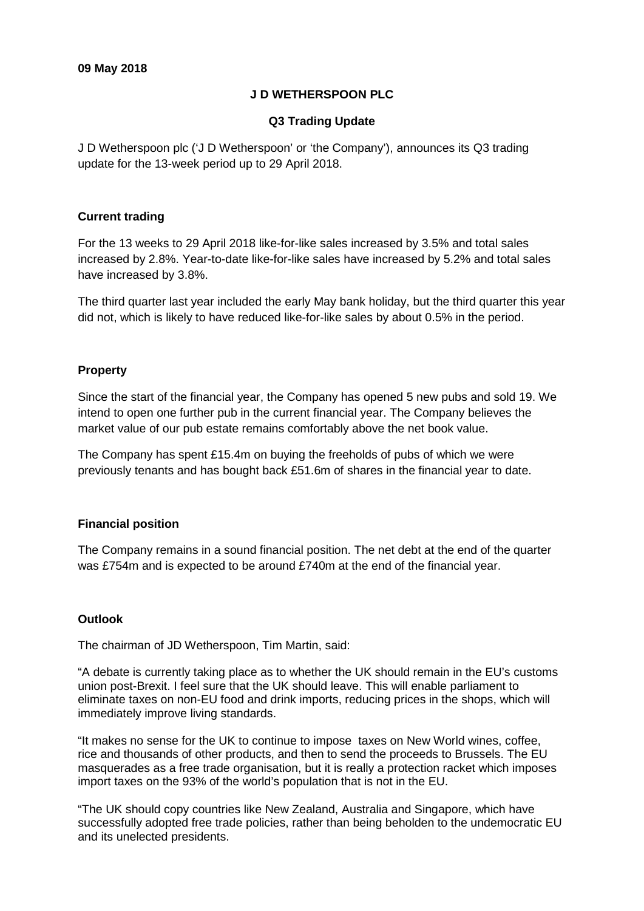**09 May 2018**

# J D WETHERSPOON PLC

## Q3 Trading Update

J D Wetherspoon plc ('J D Wetherspoon' or 'the Company'), announces its Q3 trading update for the 13-week period up to 29 April 2018.

### Current trading

For the 13 weeks to 29 April 2018 like-for-like sales increased by 3.5% and total sales increased by 2.8%. Year-to-date like-for-like sales have increased by 5.2% and total sales have increased by 3.8%.

The third quarter last year included the early May bank holiday, but the third quarter this year did not, which is likely to have reduced like-for-like sales by about 0.5% in the period.

### Property

Since the start of the financial year, the Company has opened 5 new pubs and sold 19. We intend to open one further pub in the current financial year. The Company believes the market value of our pub estate remains comfortably above the net book value.

The Company has spent £15.4m on buying the freeholds of pubs of which we were previously tenants and has bought back £51.6m of shares in the financial year to date.

### Financial position

The Company remains in a sound financial position. The net debt at the end of the quarter was £754m and is expected to be around £740m at the end of the financial year.

### Outlook

The chairman of JD Wetherspoon, Tim Martin, said:

"A debate is currently taking place as to whether the UK should remain in the EU's customs union post-Brexit. I feel sure that the UK should leave. This will enable parliament to eliminate taxes on non-EU food and drink imports, reducing prices in the shops, which will immediately improve living standards.

"It makes no sense for the UK to continue to impose taxes on New World wines, coffee, rice and thousands of other products, and then to send the proceeds to Brussels. The EU masquerades as a free trade organisation, but it is really a protection racket which imposes import taxes on the 93% of the world's population that is not in the EU.

"The UK should copy countries like New Zealand, Australia and Singapore, which have successfully adopted free trade policies, rather than being beholden to the undemocratic EU and its unelected presidents.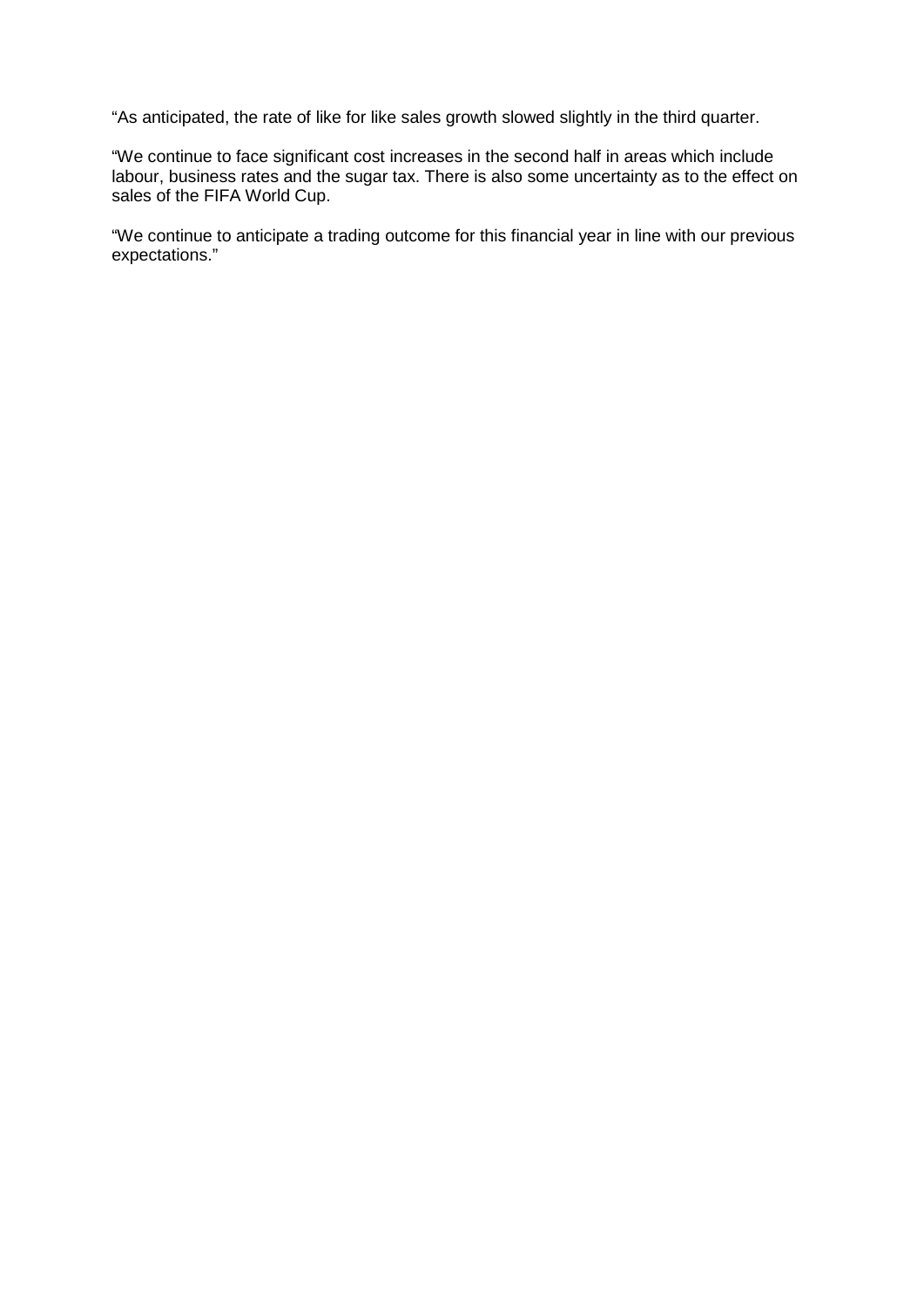"As anticipated, the rate of like for like sales growth slowed slightly in the third quarter.

"We continue to face significant cost increases in the second half in areas which include labour, business rates and the sugar tax. There is also some uncertainty as to the effect on sales of the FIFA World Cup.

"We continue to anticipate a trading outcome for this financial year in line with our previous expectations."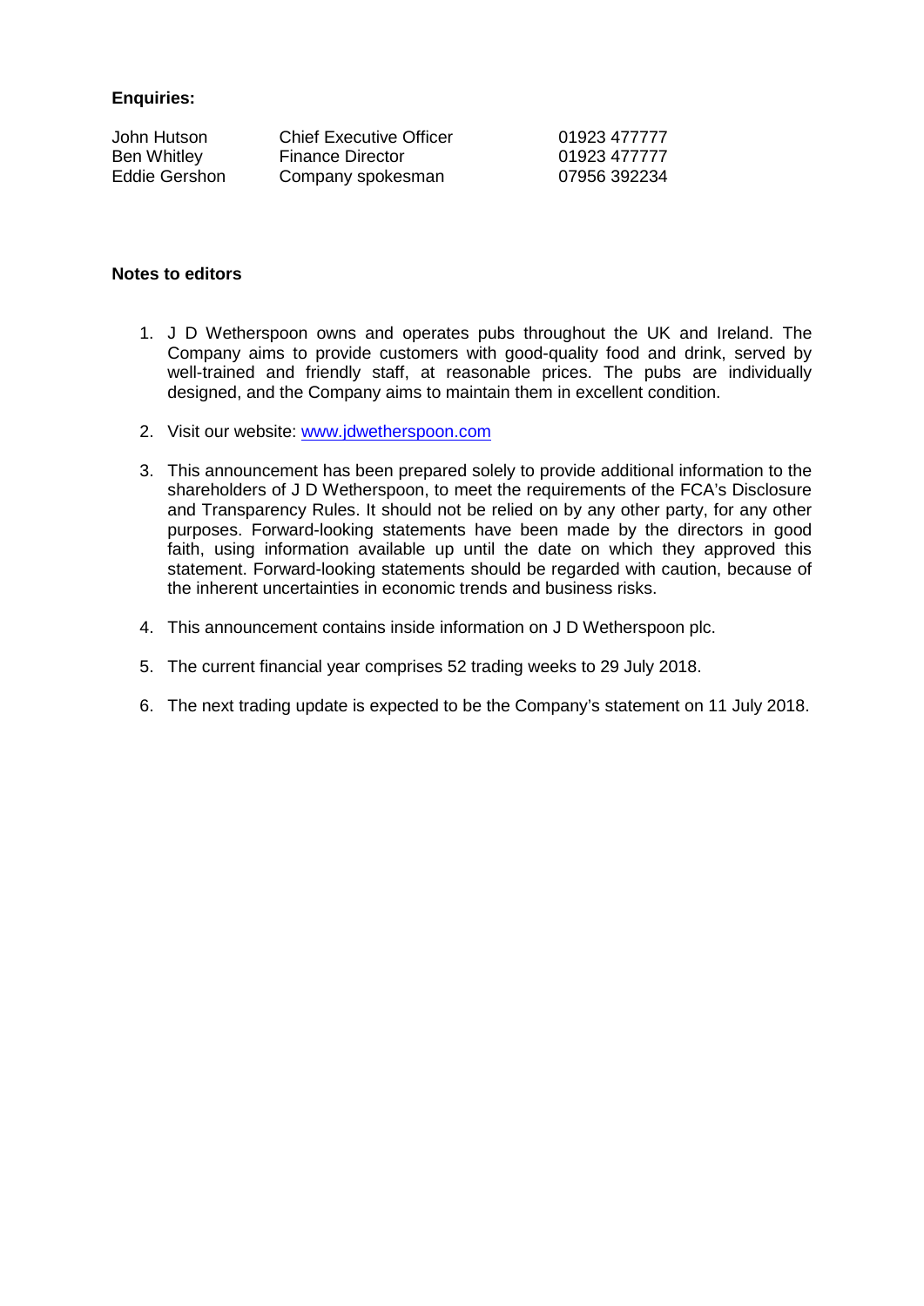**Enquiries:**

| | | |
|---|---|---|
| John Hutson | Chief Executive Officer | 01923 477777 |
| Ben Whitley | Finance Director | 01923 477777 |
| Eddie Gershon | Company spokesman | 07956 392234 |

**Notes to editors**

1. J D Wetherspoon owns and operates pubs throughout the UK and Ireland. The Company aims to provide customers with good-quality food and drink, served by well-trained and friendly staff, at reasonable prices. The pubs are individually designed, and the Company aims to maintain them in excellent condition.

2. Visit our website: www.jdwetherspoon.com

3. This announcement has been prepared solely to provide additional information to the shareholders of J D Wetherspoon, to meet the requirements of the FCA's Disclosure and Transparency Rules. It should not be relied on by any other party, for any other purposes. Forward-looking statements have been made by the directors in good faith, using information available up until the date on which they approved this statement. Forward-looking statements should be regarded with caution, because of the inherent uncertainties in economic trends and business risks.

4. This announcement contains inside information on J D Wetherspoon plc.

5. The current financial year comprises 52 trading weeks to 29 July 2018.

6. The next trading update is expected to be the Company's statement on 11 July 2018.